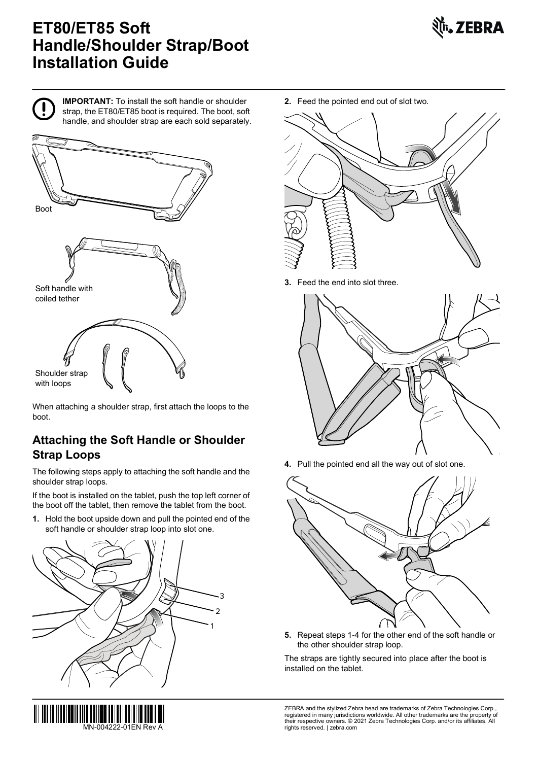# ET80/ET85 Soft Handle/Shoulder Strap/Boot Installation Guide

**IMPORTANT:** To install the soft handle or shoulder strap, the ET80/ET85 boot is required. The boot, soft handle, and shoulder strap are each sold separately.

Boot

Soft handle with coiled tether

Shoulder strap with loops

When attaching a shoulder strap, first attach the loops to the boot.

## Attaching the Soft Handle or Shoulder Strap Loops

The following steps apply to attaching the soft handle and the shoulder strap loops.

If the boot is installed on the tablet, push the top left corner of the boot off the tablet, then remove the tablet from the boot.

1. Hold the boot upside down and pull the pointed end of the soft handle or shoulder strap loop into slot one.

3

2

1

2. Feed the pointed end out of slot two.

3. Feed the end into slot three.

4. Pull the pointed end all the way out of slot one.

5. Repeat steps 1-4 for the other end of the soft handle or the other shoulder strap loop.

The straps are tightly secured into place after the boot is installed on the tablet.

MN-004222-01EN Rev A

ZEBRA and the stylized Zebra head are trademarks of Zebra Technologies Corp., registered in many jurisdictions worldwide. All other trademarks are the property of their respective owners. © 2021 Zebra Technologies Corp. and/or its affiliates. All rights reserved. | zebra.com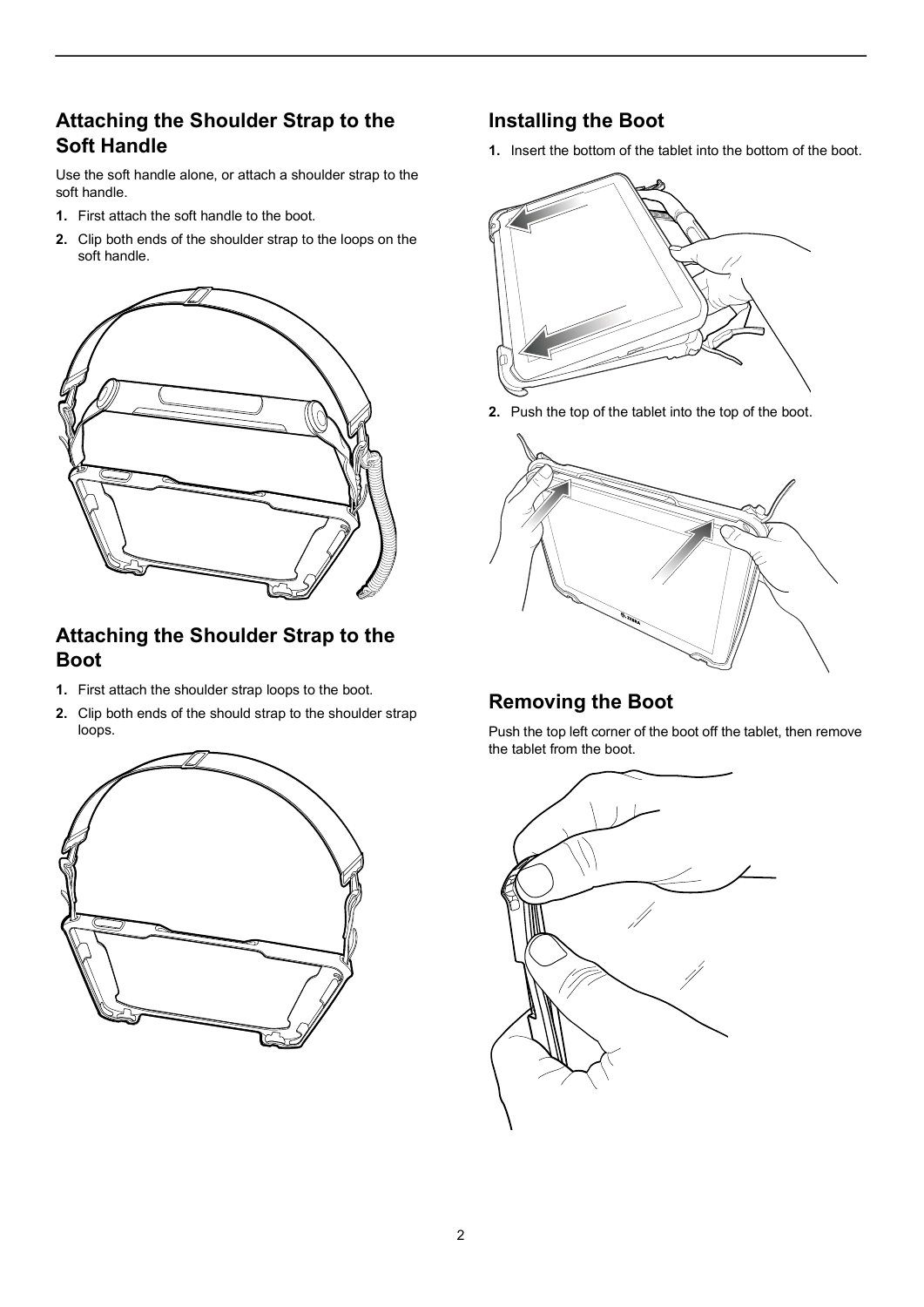## Attaching the Shoulder Strap to the Soft Handle

Use the soft handle alone, or attach a shoulder strap to the soft handle.

1. First attach the soft handle to the boot.
2. Clip both ends of the shoulder strap to the loops on the soft handle.

## Attaching the Shoulder Strap to the Boot

1. First attach the shoulder strap loops to the boot.
2. Clip both ends of the should strap to the shoulder strap loops.

## Installing the Boot

1. Insert the bottom of the tablet into the bottom of the boot.
2. Push the top of the tablet into the top of the boot.

## Removing the Boot

Push the top left corner of the boot off the tablet, then remove the tablet from the boot.